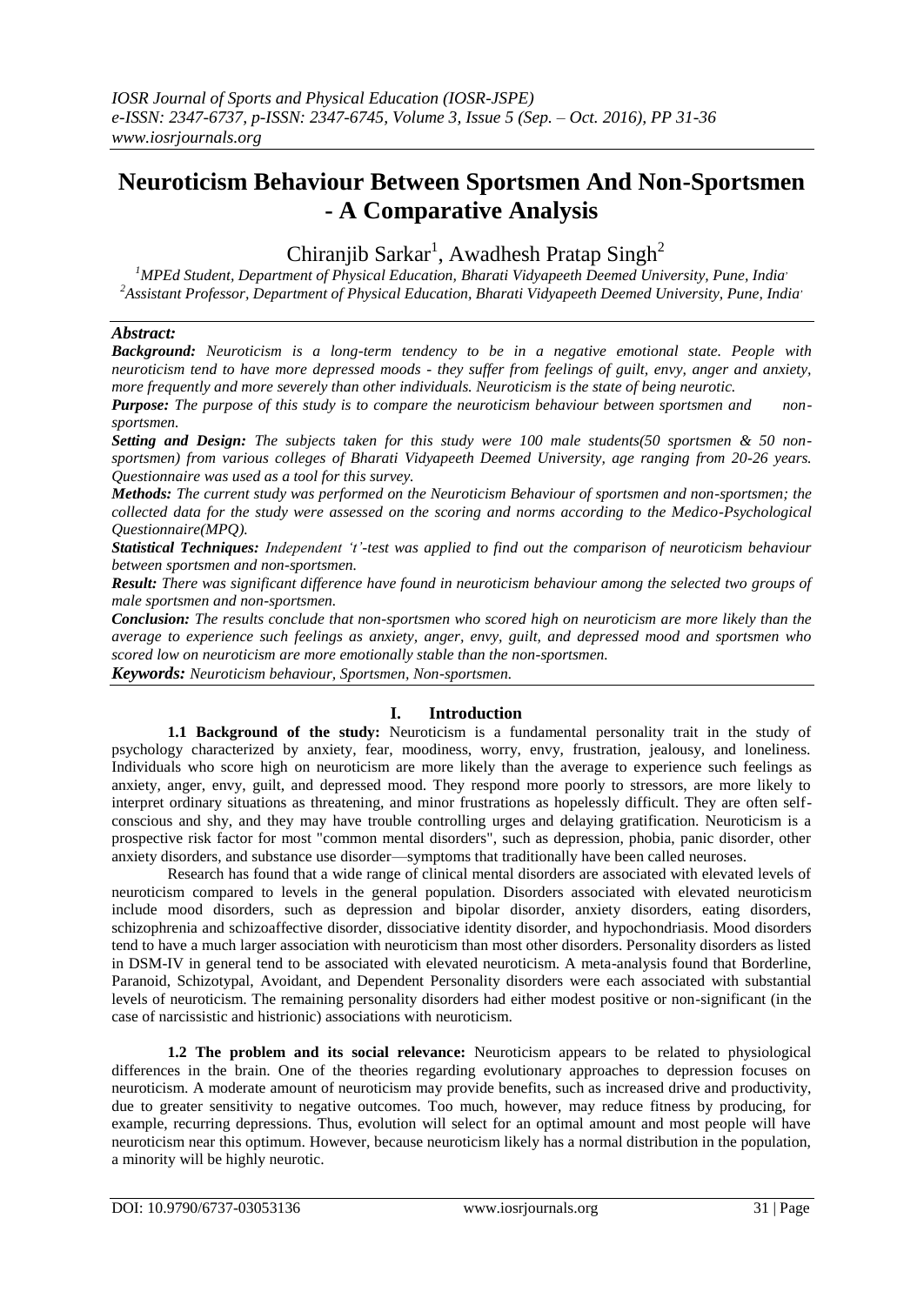# Neuroticism Behaviour Between Sportsmen And Non-Sportsmen - A Comparative Analysis

Chiranjib Sarkar[1], Awadhesh Pratap Singh[2]

[1]*MPEd Student, Department of Physical Education, Bharati Vidyapeeth Deemed University, Pune, India*

[2]*Assistant Professor, Department of Physical Education, Bharati Vidyapeeth Deemed University, Pune, India*

***Abstract:***

***Background:*** *Neuroticism is a long-term tendency to be in a negative emotional state. People with neuroticism tend to have more depressed moods - they suffer from feelings of guilt, envy, anger and anxiety, more frequently and more severely than other individuals. Neuroticism is the state of being neurotic.*

***Purpose:*** *The purpose of this study is to compare the neuroticism behaviour between sportsmen and non-sportsmen.*

***Setting and Design:*** *The subjects taken for this study were 100 male students(50 sportsmen & 50 non-sportsmen) from various colleges of Bharati Vidyapeeth Deemed University, age ranging from 20-26 years. Questionnaire was used as a tool for this survey.*

***Methods:*** *The current study was performed on the Neuroticism Behaviour of sportsmen and non-sportsmen; the collected data for the study were assessed on the scoring and norms according to the Medico-Psychological Questionnaire(MPQ).*

***Statistical Techniques:*** *Independent 't'-test was applied to find out the comparison of neuroticism behaviour between sportsmen and non-sportsmen.*

***Result:*** *There was significant difference have found in neuroticism behaviour among the selected two groups of male sportsmen and non-sportsmen.*

***Conclusion:*** *The results conclude that non-sportsmen who scored high on neuroticism are more likely than the average to experience such feelings as anxiety, anger, envy, guilt, and depressed mood and sportsmen who scored low on neuroticism are more emotionally stable than the non-sportsmen.*

***Keywords:*** *Neuroticism behaviour, Sportsmen, Non-sportsmen.*

## I. Introduction

**1.1 Background of the study:** Neuroticism is a fundamental personality trait in the study of psychology characterized by anxiety, fear, moodiness, worry, envy, frustration, jealousy, and loneliness. Individuals who score high on neuroticism are more likely than the average to experience such feelings as anxiety, anger, envy, guilt, and depressed mood. They respond more poorly to stressors, are more likely to interpret ordinary situations as threatening, and minor frustrations as hopelessly difficult. They are often self-conscious and shy, and they may have trouble controlling urges and delaying gratification. Neuroticism is a prospective risk factor for most "common mental disorders", such as depression, phobia, panic disorder, other anxiety disorders, and substance use disorder—symptoms that traditionally have been called neuroses.

Research has found that a wide range of clinical mental disorders are associated with elevated levels of neuroticism compared to levels in the general population. Disorders associated with elevated neuroticism include mood disorders, such as depression and bipolar disorder, anxiety disorders, eating disorders, schizophrenia and schizoaffective disorder, dissociative identity disorder, and hypochondriasis. Mood disorders tend to have a much larger association with neuroticism than most other disorders. Personality disorders as listed in DSM-IV in general tend to be associated with elevated neuroticism. A meta-analysis found that Borderline, Paranoid, Schizotypal, Avoidant, and Dependent Personality disorders were each associated with substantial levels of neuroticism. The remaining personality disorders had either modest positive or non-significant (in the case of narcissistic and histrionic) associations with neuroticism.

**1.2 The problem and its social relevance:** Neuroticism appears to be related to physiological differences in the brain. One of the theories regarding evolutionary approaches to depression focuses on neuroticism. A moderate amount of neuroticism may provide benefits, such as increased drive and productivity, due to greater sensitivity to negative outcomes. Too much, however, may reduce fitness by producing, for example, recurring depressions. Thus, evolution will select for an optimal amount and most people will have neuroticism near this optimum. However, because neuroticism likely has a normal distribution in the population, a minority will be highly neurotic.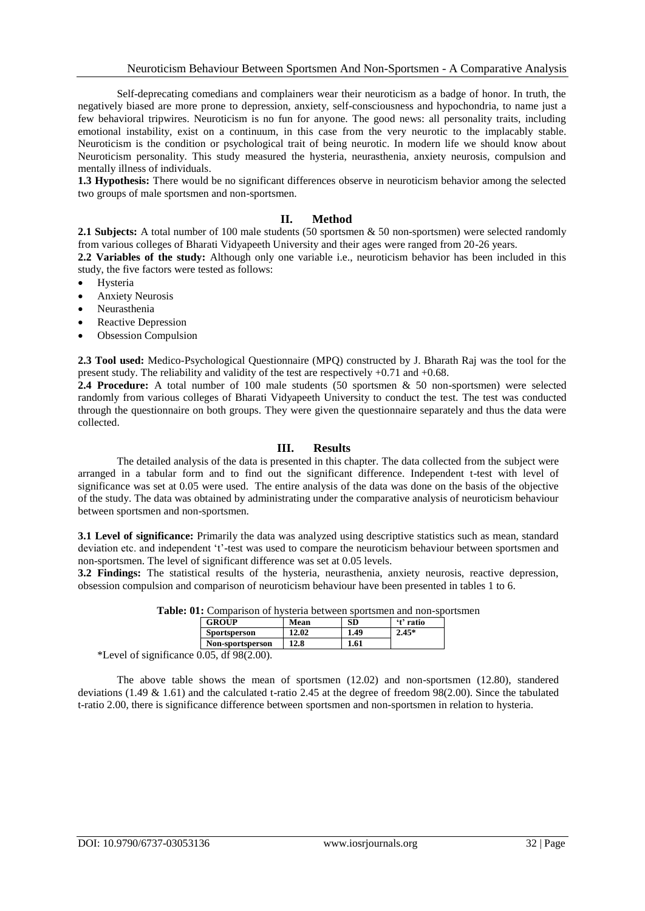Self-deprecating comedians and complainers wear their neuroticism as a badge of honor. In truth, the negatively biased are more prone to depression, anxiety, self-consciousness and hypochondria, to name just a few behavioral tripwires. Neuroticism is no fun for anyone. The good news: all personality traits, including emotional instability, exist on a continuum, in this case from the very neurotic to the implacably stable. Neuroticism is the condition or psychological trait of being neurotic. In modern life we should know about Neuroticism personality. This study measured the hysteria, neurasthenia, anxiety neurosis, compulsion and mentally illness of individuals.

**1.3 Hypothesis:** There would be no significant differences observe in neuroticism behavior among the selected two groups of male sportsmen and non-sportsmen.

## II. Method

**2.1 Subjects:** A total number of 100 male students (50 sportsmen & 50 non-sportsmen) were selected randomly from various colleges of Bharati Vidyapeeth University and their ages were ranged from 20-26 years.

**2.2 Variables of the study:** Although only one variable i.e., neuroticism behavior has been included in this study, the five factors were tested as follows:

- Hysteria
- Anxiety Neurosis
- Neurasthenia
- Reactive Depression
- Obsession Compulsion

**2.3 Tool used:** Medico-Psychological Questionnaire (MPQ) constructed by J. Bharath Raj was the tool for the present study. The reliability and validity of the test are respectively +0.71 and +0.68.

**2.4 Procedure:** A total number of 100 male students (50 sportsmen & 50 non-sportsmen) were selected randomly from various colleges of Bharati Vidyapeeth University to conduct the test. The test was conducted through the questionnaire on both groups. They were given the questionnaire separately and thus the data were collected.

## III. Results

The detailed analysis of the data is presented in this chapter. The data collected from the subject were arranged in a tabular form and to find out the significant difference. Independent t-test with level of significance was set at 0.05 were used. The entire analysis of the data was done on the basis of the objective of the study. The data was obtained by administrating under the comparative analysis of neuroticism behaviour between sportsmen and non-sportsmen.

**3.1 Level of significance:** Primarily the data was analyzed using descriptive statistics such as mean, standard deviation etc. and independent 't'-test was used to compare the neuroticism behaviour between sportsmen and non-sportsmen. The level of significant difference was set at 0.05 levels.

**3.2 Findings:** The statistical results of the hysteria, neurasthenia, anxiety neurosis, reactive depression, obsession compulsion and comparison of neuroticism behaviour have been presented in tables 1 to 6.

**Table: 01:** Comparison of hysteria between sportsmen and non-sportsmen

| GROUP | Mean | SD | 't' ratio |
|---|---|---|---|
| Sportsperson | 12.02 | 1.49 | 2.45* |
| Non-sportsperson | 12.8 | 1.61 | |

*Level of significance 0.05, df 98(2.00).

The above table shows the mean of sportsmen (12.02) and non-sportsmen (12.80), standered deviations (1.49 & 1.61) and the calculated t-ratio 2.45 at the degree of freedom 98(2.00). Since the tabulated t-ratio 2.00, there is significance difference between sportsmen and non-sportsmen in relation to hysteria.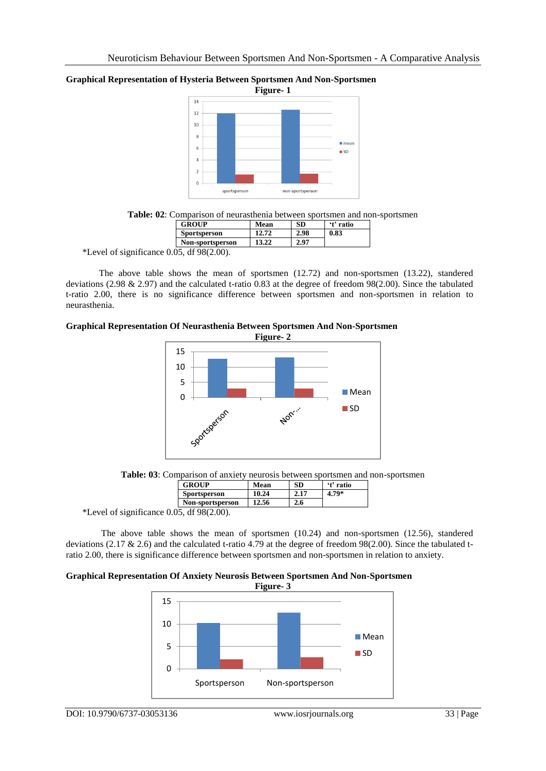**Graphical Representation of Hysteria Between Sportsmen And Non-Sportsmen**

**Figure- 1**

**Table: 02**: Comparison of neurasthenia between sportsmen and non-sportsmen

| GROUP | Mean | SD | 't' ratio |
|---|---|---|---|
| Sportsperson | 12.72 | 2.98 | 0.83 |
| Non-sportsperson | 13.22 | 2.97 | |

*Level of significance 0.05, df 98(2.00).

The above table shows the mean of sportsmen (12.72) and non-sportsmen (13.22), standered deviations (2.98 & 2.97) and the calculated t-ratio 0.83 at the degree of freedom 98(2.00). Since the tabulated t-ratio 2.00, there is no significance difference between sportsmen and non-sportsmen in relation to neurasthenia.

**Graphical Representation Of Neurasthenia Between Sportsmen And Non-Sportsmen**

**Figure- 2**

**Table: 03**: Comparison of anxiety neurosis between sportsmen and non-sportsmen

| GROUP | Mean | SD | 't' ratio |
|---|---|---|---|
| Sportsperson | 10.24 | 2.17 | 4.79* |
| Non-sportsperson | 12.56 | 2.6 | |

*Level of significance 0.05, df 98(2.00).

The above table shows the mean of sportsmen (10.24) and non-sportsmen (12.56), standered deviations (2.17 & 2.6) and the calculated t-ratio 4.79 at the degree of freedom 98(2.00). Since the tabulated t-ratio 2.00, there is significance difference between sportsmen and non-sportsmen in relation to anxiety.

**Graphical Representation Of Anxiety Neurosis Between Sportsmen And Non-Sportsmen**

**Figure- 3**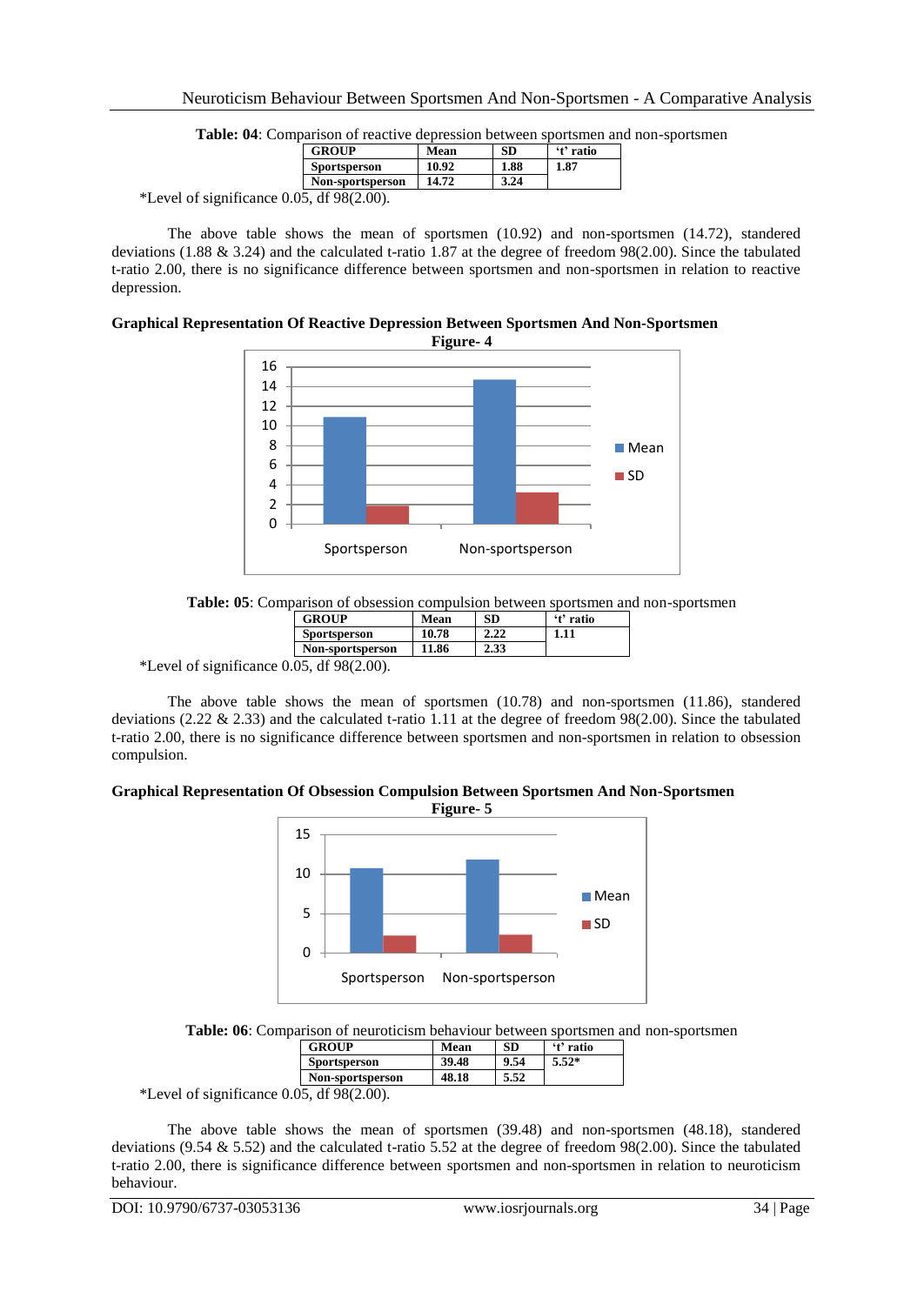**Table: 04**: Comparison of reactive depression between sportsmen and non-sportsmen

| GROUP | Mean | SD | 't' ratio |
|---|---|---|---|
| Sportsperson | 10.92 | 1.88 | 1.87 |
| Non-sportsperson | 14.72 | 3.24 | |

*Level of significance 0.05, df 98(2.00).

The above table shows the mean of sportsmen (10.92) and non-sportsmen (14.72), standered deviations (1.88 & 3.24) and the calculated t-ratio 1.87 at the degree of freedom 98(2.00). Since the tabulated t-ratio 2.00, there is no significance difference between sportsmen and non-sportsmen in relation to reactive depression.

**Graphical Representation Of Reactive Depression Between Sportsmen And Non-Sportsmen**

**Figure- 4**

**Table: 05**: Comparison of obsession compulsion between sportsmen and non-sportsmen

| GROUP | Mean | SD | 't' ratio |
|---|---|---|---|
| Sportsperson | 10.78 | 2.22 | 1.11 |
| Non-sportsperson | 11.86 | 2.33 | |

*Level of significance 0.05, df 98(2.00).

The above table shows the mean of sportsmen (10.78) and non-sportsmen (11.86), standered deviations (2.22 & 2.33) and the calculated t-ratio 1.11 at the degree of freedom 98(2.00). Since the tabulated t-ratio 2.00, there is no significance difference between sportsmen and non-sportsmen in relation to obsession compulsion.

**Graphical Representation Of Obsession Compulsion Between Sportsmen And Non-Sportsmen**

**Figure- 5**

**Table: 06**: Comparison of neuroticism behaviour between sportsmen and non-sportsmen

| GROUP | Mean | SD | 't' ratio |
|---|---|---|---|
| Sportsperson | 39.48 | 9.54 | 5.52* |
| Non-sportsperson | 48.18 | 5.52 | |

*Level of significance 0.05, df 98(2.00).

The above table shows the mean of sportsmen (39.48) and non-sportsmen (48.18), standered deviations (9.54 & 5.52) and the calculated t-ratio 5.52 at the degree of freedom 98(2.00). Since the tabulated t-ratio 2.00, there is significance difference between sportsmen and non-sportsmen in relation to neuroticism behaviour.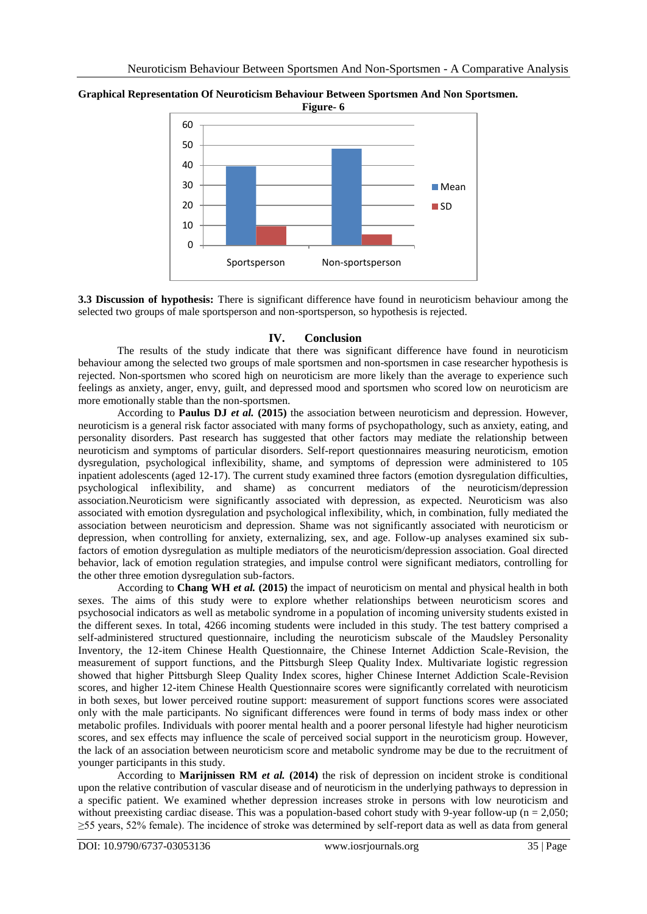**Graphical Representation Of Neuroticism Behaviour Between Sportsmen And Non Sportsmen.**

**Figure- 6**

**3.3 Discussion of hypothesis:** There is significant difference have found in neuroticism behaviour among the selected two groups of male sportsperson and non-sportsperson, so hypothesis is rejected.

## IV. Conclusion

The results of the study indicate that there was significant difference have found in neuroticism behaviour among the selected two groups of male sportsmen and non-sportsmen in case researcher hypothesis is rejected. Non-sportsmen who scored high on neuroticism are more likely than the average to experience such feelings as anxiety, anger, envy, guilt, and depressed mood and sportsmen who scored low on neuroticism are more emotionally stable than the non-sportsmen.

According to **Paulus DJ** ***et al.*** **(2015)** the association between neuroticism and depression. However, neuroticism is a general risk factor associated with many forms of psychopathology, such as anxiety, eating, and personality disorders. Past research has suggested that other factors may mediate the relationship between neuroticism and symptoms of particular disorders. Self-report questionnaires measuring neuroticism, emotion dysregulation, psychological inflexibility, shame, and symptoms of depression were administered to 105 inpatient adolescents (aged 12-17). The current study examined three factors (emotion dysregulation difficulties, psychological inflexibility, and shame) as concurrent mediators of the neuroticism/depression association.Neuroticism were significantly associated with depression, as expected. Neuroticism was also associated with emotion dysregulation and psychological inflexibility, which, in combination, fully mediated the association between neuroticism and depression. Shame was not significantly associated with neuroticism or depression, when controlling for anxiety, externalizing, sex, and age. Follow-up analyses examined six sub-factors of emotion dysregulation as multiple mediators of the neuroticism/depression association. Goal directed behavior, lack of emotion regulation strategies, and impulse control were significant mediators, controlling for the other three emotion dysregulation sub-factors.

According to **Chang WH** ***et al.*** **(2015)** the impact of neuroticism on mental and physical health in both sexes. The aims of this study were to explore whether relationships between neuroticism scores and psychosocial indicators as well as metabolic syndrome in a population of incoming university students existed in the different sexes. In total, 4266 incoming students were included in this study. The test battery comprised a self-administered structured questionnaire, including the neuroticism subscale of the Maudsley Personality Inventory, the 12-item Chinese Health Questionnaire, the Chinese Internet Addiction Scale-Revision, the measurement of support functions, and the Pittsburgh Sleep Quality Index. Multivariate logistic regression showed that higher Pittsburgh Sleep Quality Index scores, higher Chinese Internet Addiction Scale-Revision scores, and higher 12-item Chinese Health Questionnaire scores were significantly correlated with neuroticism in both sexes, but lower perceived routine support: measurement of support functions scores were associated only with the male participants. No significant differences were found in terms of body mass index or other metabolic profiles. Individuals with poorer mental health and a poorer personal lifestyle had higher neuroticism scores, and sex effects may influence the scale of perceived social support in the neuroticism group. However, the lack of an association between neuroticism score and metabolic syndrome may be due to the recruitment of younger participants in this study.

According to **Marijnissen RM** ***et al.*** **(2014)** the risk of depression on incident stroke is conditional upon the relative contribution of vascular disease and of neuroticism in the underlying pathways to depression in a specific patient. We examined whether depression increases stroke in persons with low neuroticism and without preexisting cardiac disease. This was a population-based cohort study with 9-year follow-up ($n = 2,050$; ≥55 years, 52% female). The incidence of stroke was determined by self-report data as well as data from general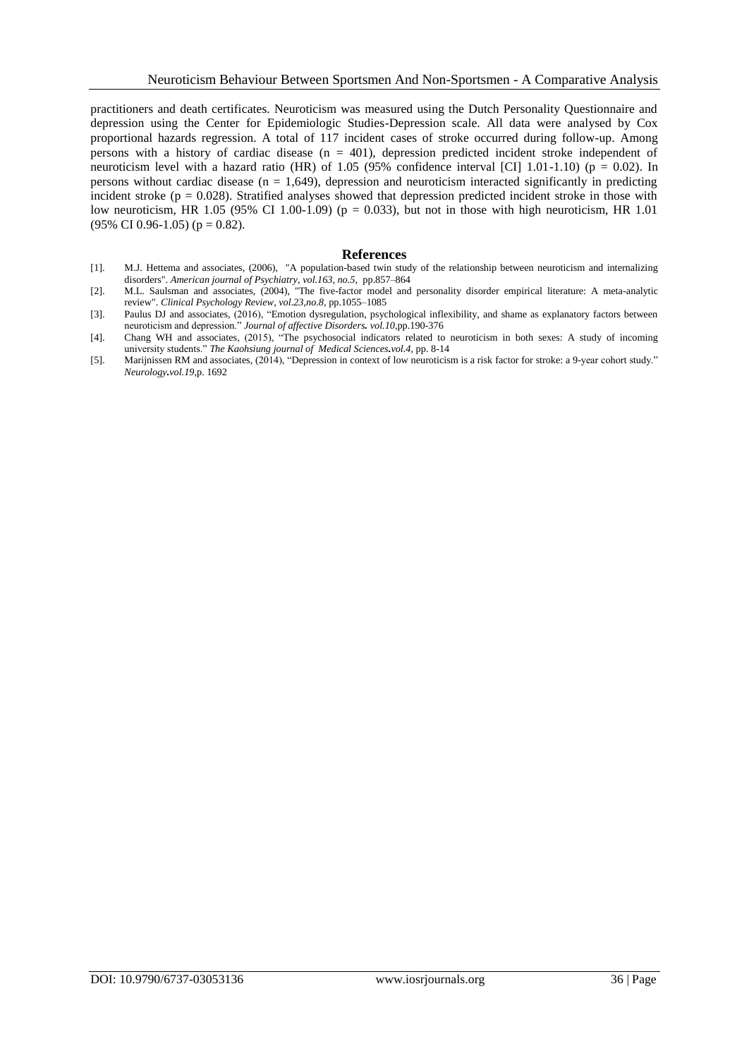practitioners and death certificates. Neuroticism was measured using the Dutch Personality Questionnaire and depression using the Center for Epidemiologic Studies-Depression scale. All data were analysed by Cox proportional hazards regression. A total of 117 incident cases of stroke occurred during follow-up. Among persons with a history of cardiac disease (n = 401), depression predicted incident stroke independent of neuroticism level with a hazard ratio (HR) of 1.05 (95% confidence interval [CI] 1.01-1.10) (p = 0.02). In persons without cardiac disease (n = 1,649), depression and neuroticism interacted significantly in predicting incident stroke (p = 0.028). Stratified analyses showed that depression predicted incident stroke in those with low neuroticism, HR 1.05 (95% CI 1.00-1.09) (p = 0.033), but not in those with high neuroticism, HR 1.01 (95% CI 0.96-1.05) (p = 0.82).

## References

[1]. M.J. Hettema and associates, (2006), "A population-based twin study of the relationship between neuroticism and internalizing disorders". *American journal of Psychiatry, vol.163, no.5,* pp.857–864

[2]. M.L. Saulsman and associates, (2004), "The five-factor model and personality disorder empirical literature: A meta-analytic review". *Clinical Psychology Review, vol.23,no.8,* pp.1055–1085

[3]. Paulus DJ and associates, (2016), "Emotion dysregulation, psychological inflexibility, and shame as explanatory factors between neuroticism and depression." *Journal of affective Disorders. vol.10,*pp.190-376

[4]. Chang WH and associates, (2015), "The psychosocial indicators related to neuroticism in both sexes: A study of incoming university students." *The Kaohsiung journal of Medical Sciences.vol.4,* pp. 8-14

[5]. Marijnissen RM and associates, (2014), "Depression in context of low neuroticism is a risk factor for stroke: a 9-year cohort study." *Neurology.vol.19,*p. 1692